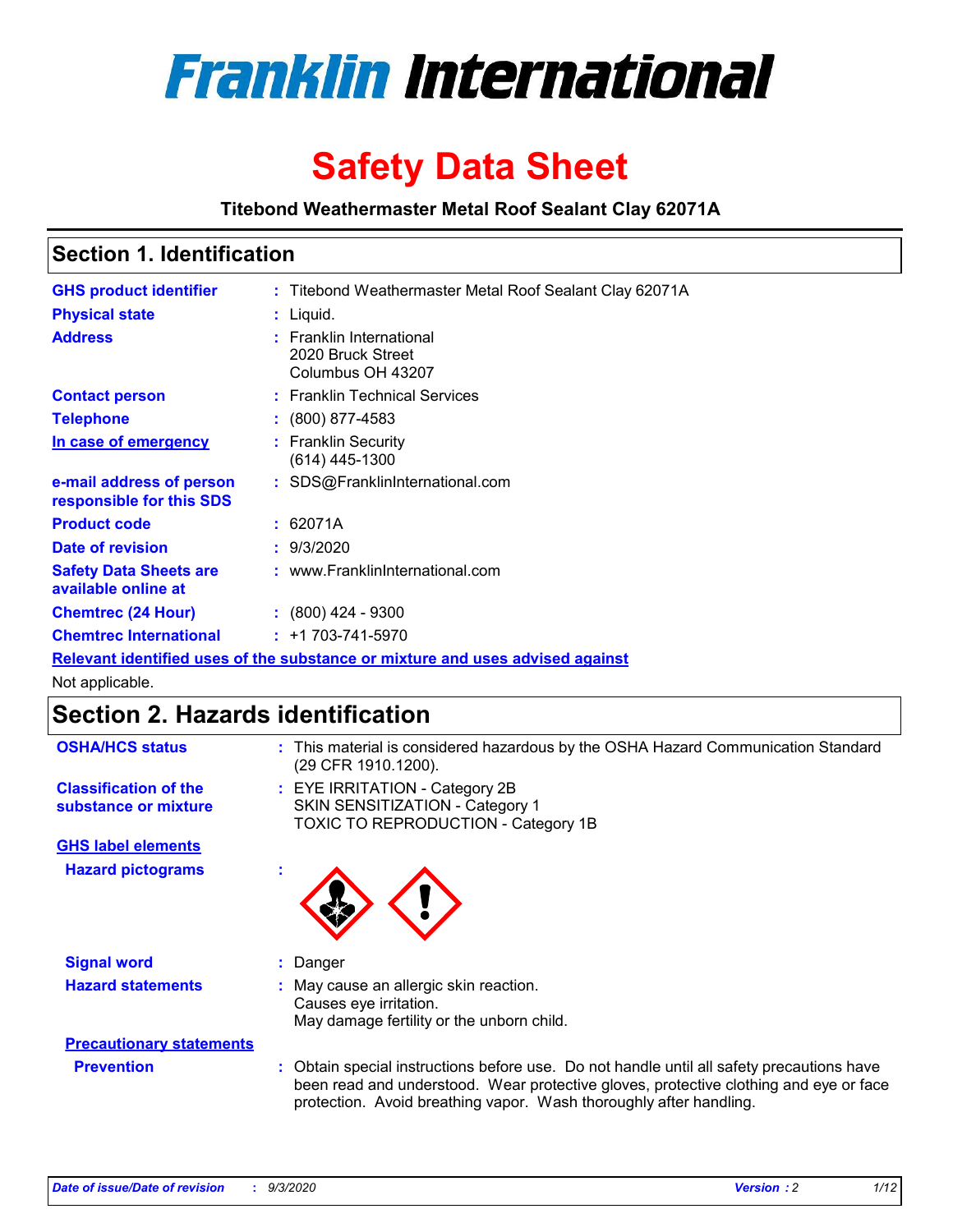# Franklin International

# Safety Data Sheet

**Titebond Weathermaster Metal Roof Sealant Clay 62071A**

## Section 1. Identification

| | | |
|---|---|---|
| **GHS product identifier** | : | Titebond Weathermaster Metal Roof Sealant Clay 62071A |
| **Physical state** | : | Liquid. |
| **Address** | : | Franklin International<br>2020 Bruck Street<br>Columbus OH 43207 |
| **Contact person** | : | Franklin Technical Services |
| **Telephone** | : | (800) 877-4583 |
| **In case of emergency** | : | Franklin Security<br>(614) 445-1300 |
| **e-mail address of person responsible for this SDS** | : | SDS@FranklinInternational.com |
| **Product code** | : | 62071A |
| **Date of revision** | : | 9/3/2020 |
| **Safety Data Sheets are available online at** | : | www.FranklinInternational.com |
| **Chemtrec (24 Hour)** | : | (800) 424 - 9300 |
| **Chemtrec International** | : | +1 703-741-5970 |

**Relevant identified uses of the substance or mixture and uses advised against**

Not applicable.

## Section 2. Hazards identification

| | | |
|---|---|---|
| **OSHA/HCS status** | : | This material is considered hazardous by the OSHA Hazard Communication Standard (29 CFR 1910.1200). |
| **Classification of the substance or mixture** | : | EYE IRRITATION - Category 2B<br>SKIN SENSITIZATION - Category 1<br>TOXIC TO REPRODUCTION - Category 1B |

**GHS label elements**

| | | |
|---|---|---|
| **Hazard pictograms** | : | |
| **Signal word** | : | Danger |
| **Hazard statements** | : | May cause an allergic skin reaction.<br>Causes eye irritation.<br>May damage fertility or the unborn child. |

**Precautionary statements**

| | | |
|---|---|---|
| **Prevention** | : | Obtain special instructions before use. Do not handle until all safety precautions have been read and understood. Wear protective gloves, protective clothing and eye or face protection. Avoid breathing vapor. Wash thoroughly after handling. |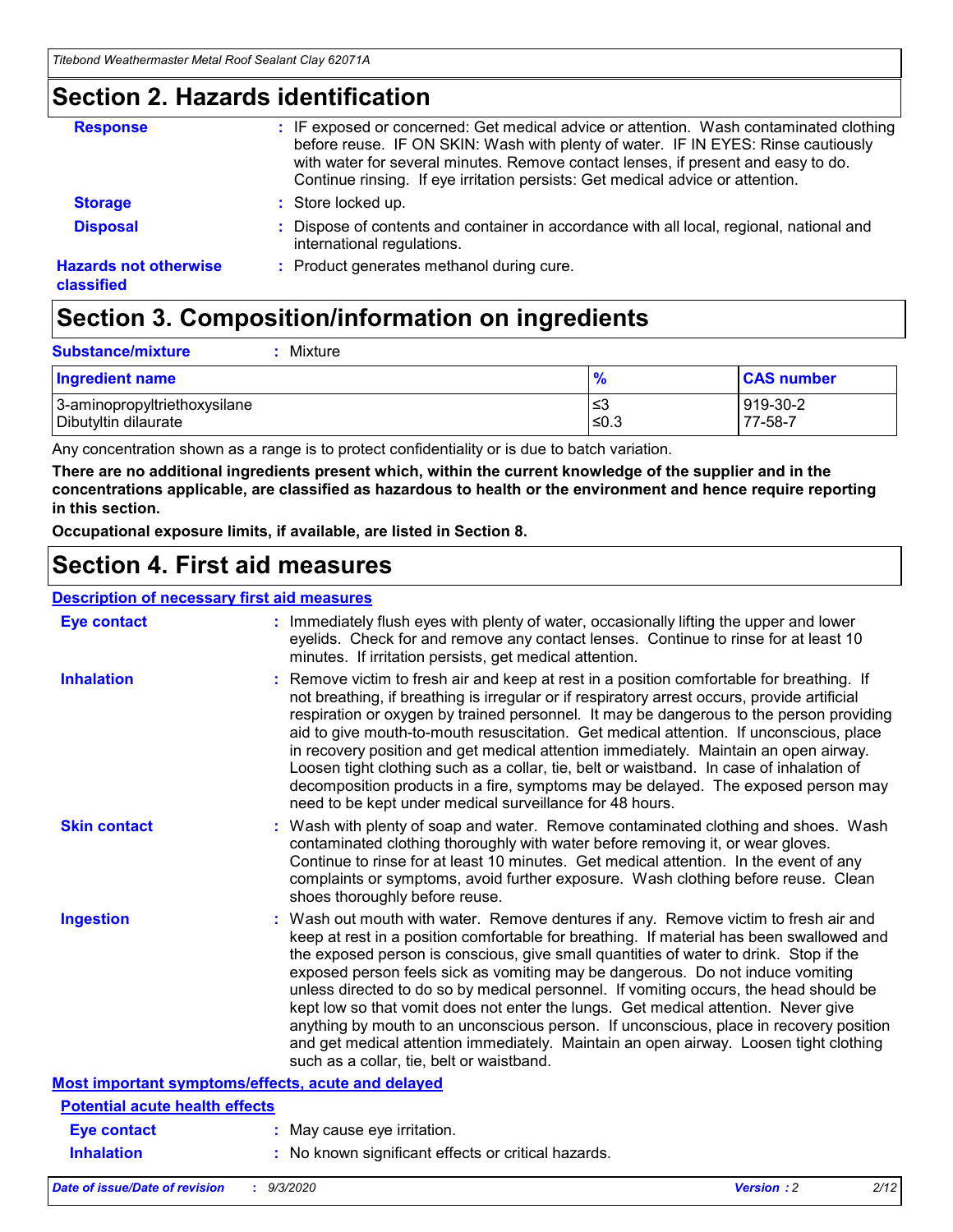## Section 2. Hazards identification

**Response** : IF exposed or concerned: Get medical advice or attention. Wash contaminated clothing before reuse. IF ON SKIN: Wash with plenty of water. IF IN EYES: Rinse cautiously with water for several minutes. Remove contact lenses, if present and easy to do. Continue rinsing. If eye irritation persists: Get medical advice or attention.

**Storage** : Store locked up.

**Disposal** : Dispose of contents and container in accordance with all local, regional, national and international regulations.

**Hazards not otherwise classified** : Product generates methanol during cure.

## Section 3. Composition/information on ingredients

**Substance/mixture** : Mixture

| Ingredient name | % | CAS number |
|---|---|---|
| 3-aminopropyltriethoxysilane | ≤3 | 919-30-2 |
| Dibutyltin dilaurate | ≤0.3 | 77-58-7 |

Any concentration shown as a range is to protect confidentiality or is due to batch variation.

**There are no additional ingredients present which, within the current knowledge of the supplier and in the concentrations applicable, are classified as hazardous to health or the environment and hence require reporting in this section.**

**Occupational exposure limits, if available, are listed in Section 8.**

## Section 4. First aid measures

### Description of necessary first aid measures

**Eye contact** : Immediately flush eyes with plenty of water, occasionally lifting the upper and lower eyelids. Check for and remove any contact lenses. Continue to rinse for at least 10 minutes. If irritation persists, get medical attention.

**Inhalation** : Remove victim to fresh air and keep at rest in a position comfortable for breathing. If not breathing, if breathing is irregular or if respiratory arrest occurs, provide artificial respiration or oxygen by trained personnel. It may be dangerous to the person providing aid to give mouth-to-mouth resuscitation. Get medical attention. If unconscious, place in recovery position and get medical attention immediately. Maintain an open airway. Loosen tight clothing such as a collar, tie, belt or waistband. In case of inhalation of decomposition products in a fire, symptoms may be delayed. The exposed person may need to be kept under medical surveillance for 48 hours.

**Skin contact** : Wash with plenty of soap and water. Remove contaminated clothing and shoes. Wash contaminated clothing thoroughly with water before removing it, or wear gloves. Continue to rinse for at least 10 minutes. Get medical attention. In the event of any complaints or symptoms, avoid further exposure. Wash clothing before reuse. Clean shoes thoroughly before reuse.

**Ingestion** : Wash out mouth with water. Remove dentures if any. Remove victim to fresh air and keep at rest in a position comfortable for breathing. If material has been swallowed and the exposed person is conscious, give small quantities of water to drink. Stop if the exposed person feels sick as vomiting may be dangerous. Do not induce vomiting unless directed to do so by medical personnel. If vomiting occurs, the head should be kept low so that vomit does not enter the lungs. Get medical attention. Never give anything by mouth to an unconscious person. If unconscious, place in recovery position and get medical attention immediately. Maintain an open airway. Loosen tight clothing such as a collar, tie, belt or waistband.

### Most important symptoms/effects, acute and delayed

#### Potential acute health effects

**Eye contact** : May cause eye irritation.

**Inhalation** : No known significant effects or critical hazards.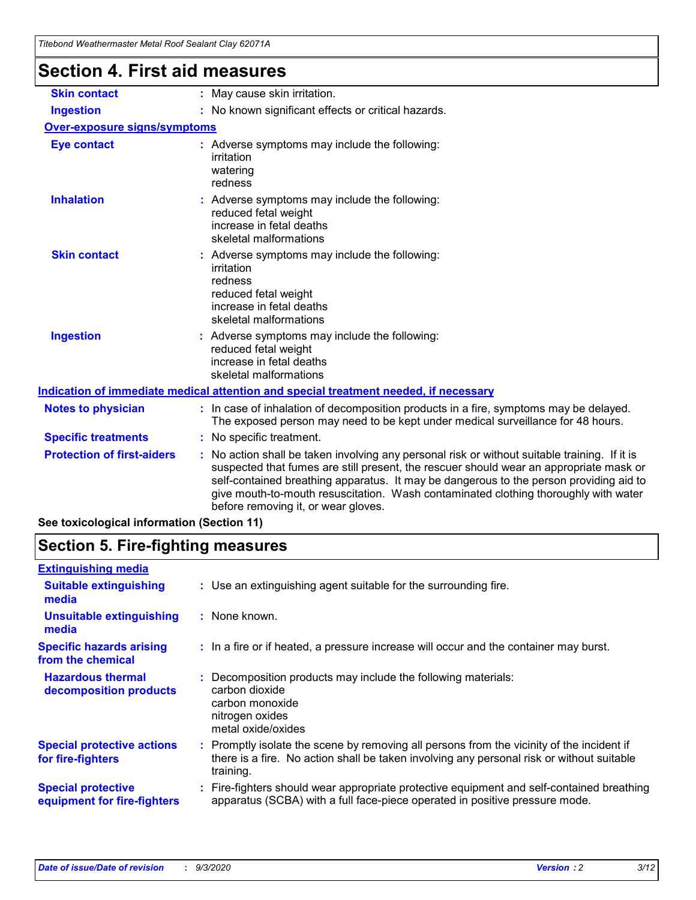## Section 4. First aid measures

| | |
|---|---|
| **Skin contact** | : May cause skin irritation. |
| **Ingestion** | : No known significant effects or critical hazards. |

**Over-exposure signs/symptoms**

| | |
|---|---|
| **Eye contact** | : Adverse symptoms may include the following:<br>irritation<br>watering<br>redness |
| **Inhalation** | : Adverse symptoms may include the following:<br>reduced fetal weight<br>increase in fetal deaths<br>skeletal malformations |
| **Skin contact** | : Adverse symptoms may include the following:<br>irritation<br>redness<br>reduced fetal weight<br>increase in fetal deaths<br>skeletal malformations |
| **Ingestion** | : Adverse symptoms may include the following:<br>reduced fetal weight<br>increase in fetal deaths<br>skeletal malformations |

**Indication of immediate medical attention and special treatment needed, if necessary**

| | |
|---|---|
| **Notes to physician** | : In case of inhalation of decomposition products in a fire, symptoms may be delayed. The exposed person may need to be kept under medical surveillance for 48 hours. |
| **Specific treatments** | : No specific treatment. |
| **Protection of first-aiders** | : No action shall be taken involving any personal risk or without suitable training. If it is suspected that fumes are still present, the rescuer should wear an appropriate mask or self-contained breathing apparatus. It may be dangerous to the person providing aid to give mouth-to-mouth resuscitation. Wash contaminated clothing thoroughly with water before removing it, or wear gloves. |

**See toxicological information (Section 11)**

## Section 5. Fire-fighting measures

**Extinguishing media**

| | |
|---|---|
| **Suitable extinguishing media** | : Use an extinguishing agent suitable for the surrounding fire. |
| **Unsuitable extinguishing media** | : None known. |
| **Specific hazards arising from the chemical** | : In a fire or if heated, a pressure increase will occur and the container may burst. |
| **Hazardous thermal decomposition products** | : Decomposition products may include the following materials:<br>carbon dioxide<br>carbon monoxide<br>nitrogen oxides<br>metal oxide/oxides |
| **Special protective actions for fire-fighters** | : Promptly isolate the scene by removing all persons from the vicinity of the incident if there is a fire. No action shall be taken involving any personal risk or without suitable training. |
| **Special protective equipment for fire-fighters** | : Fire-fighters should wear appropriate protective equipment and self-contained breathing apparatus (SCBA) with a full face-piece operated in positive pressure mode. |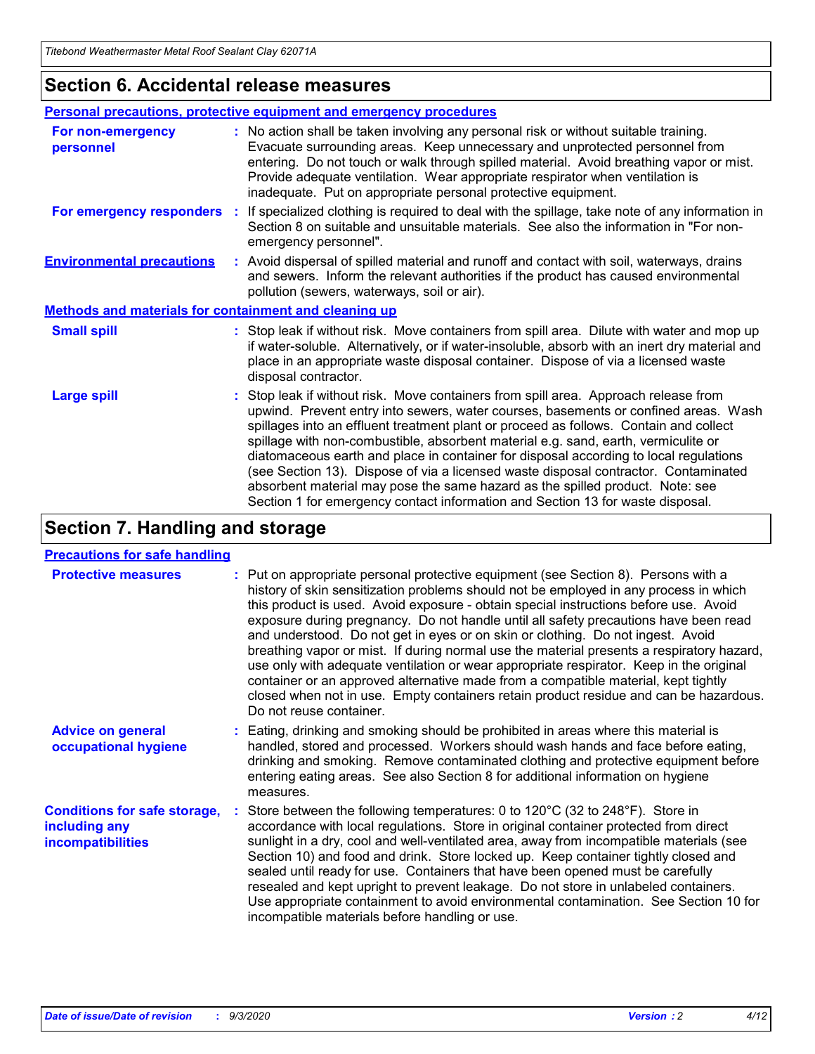## Section 6. Accidental release measures

### Personal precautions, protective equipment and emergency procedures

**For non-emergency personnel** : No action shall be taken involving any personal risk or without suitable training. Evacuate surrounding areas. Keep unnecessary and unprotected personnel from entering. Do not touch or walk through spilled material. Avoid breathing vapor or mist. Provide adequate ventilation. Wear appropriate respirator when ventilation is inadequate. Put on appropriate personal protective equipment.

**For emergency responders** : If specialized clothing is required to deal with the spillage, take note of any information in Section 8 on suitable and unsuitable materials. See also the information in "For non-emergency personnel".

**Environmental precautions** : Avoid dispersal of spilled material and runoff and contact with soil, waterways, drains and sewers. Inform the relevant authorities if the product has caused environmental pollution (sewers, waterways, soil or air).

### Methods and materials for containment and cleaning up

**Small spill** : Stop leak if without risk. Move containers from spill area. Dilute with water and mop up if water-soluble. Alternatively, or if water-insoluble, absorb with an inert dry material and place in an appropriate waste disposal container. Dispose of via a licensed waste disposal contractor.

**Large spill** : Stop leak if without risk. Move containers from spill area. Approach release from upwind. Prevent entry into sewers, water courses, basements or confined areas. Wash spillages into an effluent treatment plant or proceed as follows. Contain and collect spillage with non-combustible, absorbent material e.g. sand, earth, vermiculite or diatomaceous earth and place in container for disposal according to local regulations (see Section 13). Dispose of via a licensed waste disposal contractor. Contaminated absorbent material may pose the same hazard as the spilled product. Note: see Section 1 for emergency contact information and Section 13 for waste disposal.

## Section 7. Handling and storage

### Precautions for safe handling

**Protective measures** : Put on appropriate personal protective equipment (see Section 8). Persons with a history of skin sensitization problems should not be employed in any process in which this product is used. Avoid exposure - obtain special instructions before use. Avoid exposure during pregnancy. Do not handle until all safety precautions have been read and understood. Do not get in eyes or on skin or clothing. Do not ingest. Avoid breathing vapor or mist. If during normal use the material presents a respiratory hazard, use only with adequate ventilation or wear appropriate respirator. Keep in the original container or an approved alternative made from a compatible material, kept tightly closed when not in use. Empty containers retain product residue and can be hazardous. Do not reuse container.

**Advice on general occupational hygiene** : Eating, drinking and smoking should be prohibited in areas where this material is handled, stored and processed. Workers should wash hands and face before eating, drinking and smoking. Remove contaminated clothing and protective equipment before entering eating areas. See also Section 8 for additional information on hygiene measures.

**Conditions for safe storage, including any incompatibilities** : Store between the following temperatures: 0 to 120°C (32 to 248°F). Store in accordance with local regulations. Store in original container protected from direct sunlight in a dry, cool and well-ventilated area, away from incompatible materials (see Section 10) and food and drink. Store locked up. Keep container tightly closed and sealed until ready for use. Containers that have been opened must be carefully resealed and kept upright to prevent leakage. Do not store in unlabeled containers. Use appropriate containment to avoid environmental contamination. See Section 10 for incompatible materials before handling or use.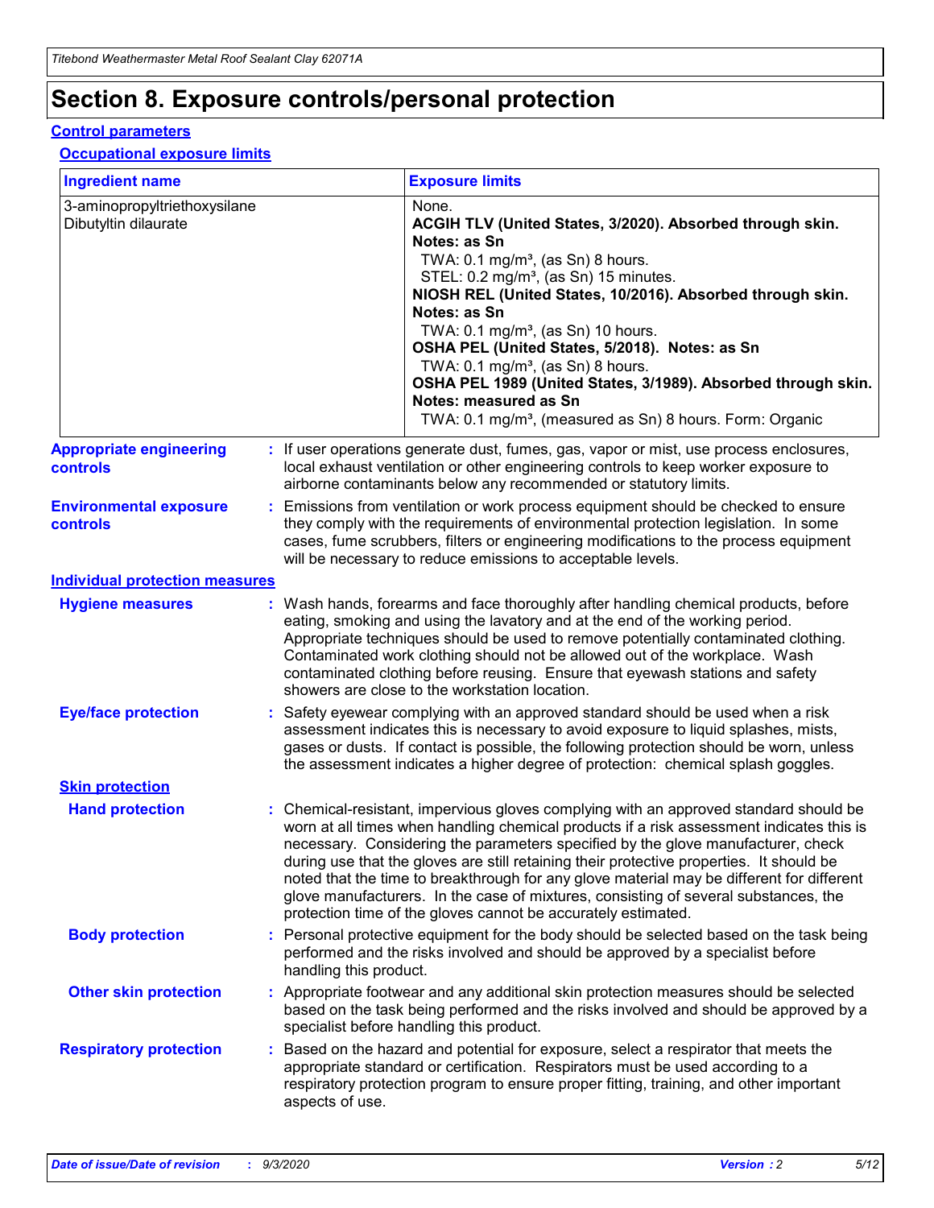# Section 8. Exposure controls/personal protection

## Control parameters

### Occupational exposure limits

| Ingredient name | Exposure limits |
|---|---|
| 3-aminopropyltriethoxysilane | None. |
| Dibutyltin dilaurate | **ACGIH TLV (United States, 3/2020). Absorbed through skin. Notes: as Sn**<br>TWA: 0.1 mg/m³, (as Sn) 8 hours.<br>STEL: 0.2 mg/m³, (as Sn) 15 minutes.<br>**NIOSH REL (United States, 10/2016). Absorbed through skin. Notes: as Sn**<br>TWA: 0.1 mg/m³, (as Sn) 10 hours.<br>**OSHA PEL (United States, 5/2018). Notes: as Sn**<br>TWA: 0.1 mg/m³, (as Sn) 8 hours.<br>**OSHA PEL 1989 (United States, 3/1989). Absorbed through skin. Notes: measured as Sn**<br>TWA: 0.1 mg/m³, (measured as Sn) 8 hours. Form: Organic |

**Appropriate engineering controls** : If user operations generate dust, fumes, gas, vapor or mist, use process enclosures, local exhaust ventilation or other engineering controls to keep worker exposure to airborne contaminants below any recommended or statutory limits.

**Environmental exposure controls** : Emissions from ventilation or work process equipment should be checked to ensure they comply with the requirements of environmental protection legislation. In some cases, fume scrubbers, filters or engineering modifications to the process equipment will be necessary to reduce emissions to acceptable levels.

## Individual protection measures

**Hygiene measures** : Wash hands, forearms and face thoroughly after handling chemical products, before eating, smoking and using the lavatory and at the end of the working period. Appropriate techniques should be used to remove potentially contaminated clothing. Contaminated work clothing should not be allowed out of the workplace. Wash contaminated clothing before reusing. Ensure that eyewash stations and safety showers are close to the workstation location.

**Eye/face protection** : Safety eyewear complying with an approved standard should be used when a risk assessment indicates this is necessary to avoid exposure to liquid splashes, mists, gases or dusts. If contact is possible, the following protection should be worn, unless the assessment indicates a higher degree of protection: chemical splash goggles.

### Skin protection

**Hand protection** : Chemical-resistant, impervious gloves complying with an approved standard should be worn at all times when handling chemical products if a risk assessment indicates this is necessary. Considering the parameters specified by the glove manufacturer, check during use that the gloves are still retaining their protective properties. It should be noted that the time to breakthrough for any glove material may be different for different glove manufacturers. In the case of mixtures, consisting of several substances, the protection time of the gloves cannot be accurately estimated.

**Body protection** : Personal protective equipment for the body should be selected based on the task being performed and the risks involved and should be approved by a specialist before handling this product.

**Other skin protection** : Appropriate footwear and any additional skin protection measures should be selected based on the task being performed and the risks involved and should be approved by a specialist before handling this product.

**Respiratory protection** : Based on the hazard and potential for exposure, select a respirator that meets the appropriate standard or certification. Respirators must be used according to a respiratory protection program to ensure proper fitting, training, and other important aspects of use.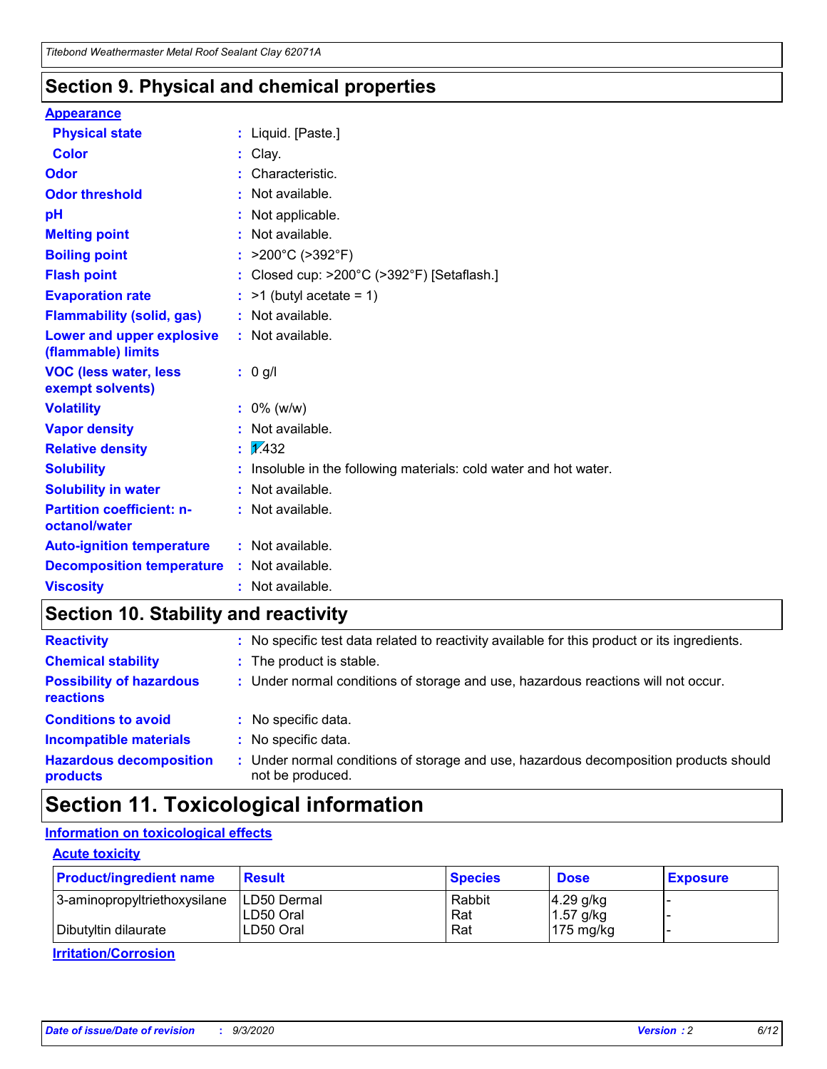## Section 9. Physical and chemical properties

**Appearance**

| | | |
|---|---|---|
| **Physical state** | : | Liquid. [Paste.] |
| **Color** | : | Clay. |
| **Odor** | : | Characteristic. |
| **Odor threshold** | : | Not available. |
| **pH** | : | Not applicable. |
| **Melting point** | : | Not available. |
| **Boiling point** | : | >200°C (>392°F) |
| **Flash point** | : | Closed cup: >200°C (>392°F) [Setaflash.] |
| **Evaporation rate** | : | >1 (butyl acetate = 1) |
| **Flammability (solid, gas)** | : | Not available. |
| **Lower and upper explosive (flammable) limits** | : | Not available. |
| **VOC (less water, less exempt solvents)** | : | 0 g/l |
| **Volatility** | : | 0% (w/w) |
| **Vapor density** | : | Not available. |
| **Relative density** | : | 1.432 |
| **Solubility** | : | Insoluble in the following materials: cold water and hot water. |
| **Solubility in water** | : | Not available. |
| **Partition coefficient: n-octanol/water** | : | Not available. |
| **Auto-ignition temperature** | : | Not available. |
| **Decomposition temperature** | : | Not available. |
| **Viscosity** | : | Not available. |

## Section 10. Stability and reactivity

| | | |
|---|---|---|
| **Reactivity** | : | No specific test data related to reactivity available for this product or its ingredients. |
| **Chemical stability** | : | The product is stable. |
| **Possibility of hazardous reactions** | : | Under normal conditions of storage and use, hazardous reactions will not occur. |
| **Conditions to avoid** | : | No specific data. |
| **Incompatible materials** | : | No specific data. |
| **Hazardous decomposition products** | : | Under normal conditions of storage and use, hazardous decomposition products should not be produced. |

## Section 11. Toxicological information

**Information on toxicological effects**

**Acute toxicity**

| Product/ingredient name | Result | Species | Dose | Exposure |
|---|---|---|---|---|
| 3-aminopropyltriethoxysilane | LD50 Dermal | Rabbit | 4.29 g/kg | - |
| | LD50 Oral | Rat | 1.57 g/kg | - |
| Dibutyltin dilaurate | LD50 Oral | Rat | 175 mg/kg | - |

**Irritation/Corrosion**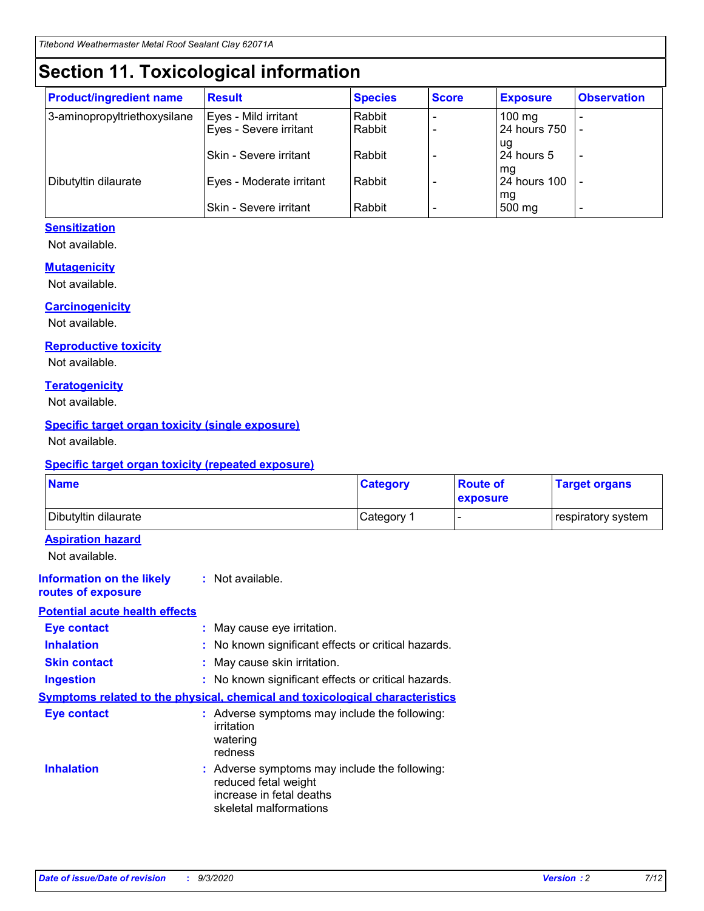# Section 11. Toxicological information

| Product/ingredient name | Result | Species | Score | Exposure | Observation |
|---|---|---|---|---|---|
| 3-aminopropyltriethoxysilane | Eyes - Mild irritant | Rabbit | - | 100 mg | - |
| | Eyes - Severe irritant | Rabbit | - | 24 hours 750 ug | - |
| | Skin - Severe irritant | Rabbit | - | 24 hours 5 mg | - |
| Dibutyltin dilaurate | Eyes - Moderate irritant | Rabbit | - | 24 hours 100 mg | - |
| | Skin - Severe irritant | Rabbit | - | 500 mg | - |

### Sensitization

Not available.

### Mutagenicity

Not available.

### Carcinogenicity

Not available.

### Reproductive toxicity

Not available.

### Teratogenicity

Not available.

### Specific target organ toxicity (single exposure)

Not available.

### Specific target organ toxicity (repeated exposure)

| Name | Category | Route of exposure | Target organs |
|---|---|---|---|
| Dibutyltin dilaurate | Category 1 | - | respiratory system |

### Aspiration hazard

Not available.

**Information on the likely routes of exposure** : Not available.

### Potential acute health effects

**Eye contact** : May cause eye irritation.

**Inhalation** : No known significant effects or critical hazards.

**Skin contact** : May cause skin irritation.

**Ingestion** : No known significant effects or critical hazards.

### Symptoms related to the physical, chemical and toxicological characteristics

**Eye contact** : Adverse symptoms may include the following:
irritation
watering
redness

**Inhalation** : Adverse symptoms may include the following:
reduced fetal weight
increase in fetal deaths
skeletal malformations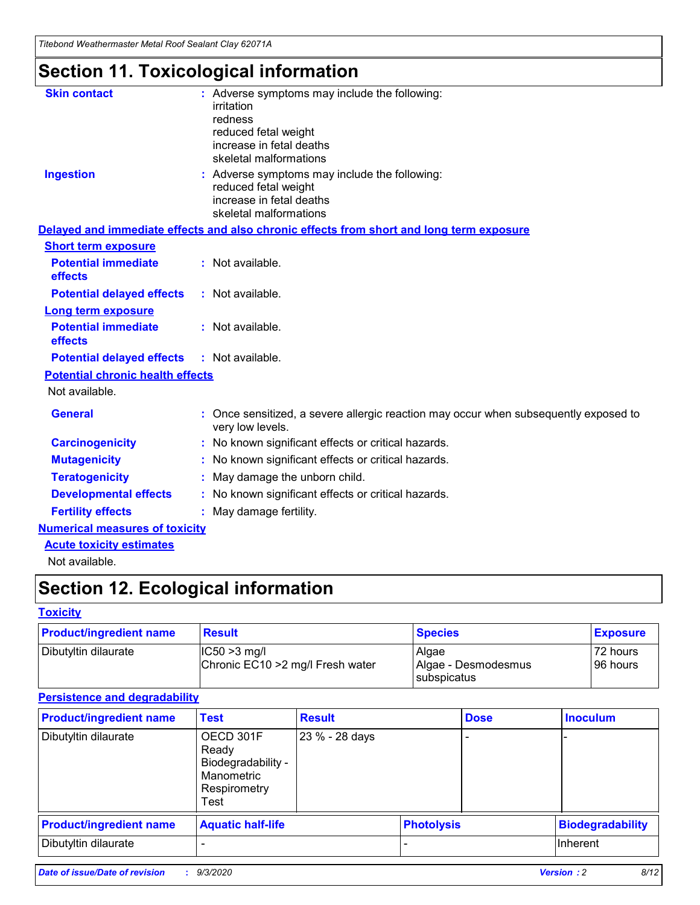# Section 11. Toxicological information

**Skin contact** : Adverse symptoms may include the following:
irritation
redness
reduced fetal weight
increase in fetal deaths
skeletal malformations

**Ingestion** : Adverse symptoms may include the following:
reduced fetal weight
increase in fetal deaths
skeletal malformations

**Delayed and immediate effects and also chronic effects from short and long term exposure**

**Short term exposure**

**Potential immediate effects** : Not available.

**Potential delayed effects** : Not available.

**Long term exposure**

**Potential immediate effects** : Not available.

**Potential delayed effects** : Not available.

**Potential chronic health effects**

Not available.

**General** : Once sensitized, a severe allergic reaction may occur when subsequently exposed to very low levels.

**Carcinogenicity** : No known significant effects or critical hazards.

**Mutagenicity** : No known significant effects or critical hazards.

**Teratogenicity** : May damage the unborn child.

**Developmental effects** : No known significant effects or critical hazards.

**Fertility effects** : May damage fertility.

**Numerical measures of toxicity**

**Acute toxicity estimates**

Not available.

# Section 12. Ecological information

**Toxicity**

| Product/ingredient name | Result | Species | Exposure |
|---|---|---|---|
| Dibutyltin dilaurate | IC50 >3 mg/l<br>Chronic EC10 >2 mg/l Fresh water | Algae<br>Algae - Desmodesmus subspicatus | 72 hours<br>96 hours |

**Persistence and degradability**

| Product/ingredient name | Test | Result | Dose | Inoculum |
|---|---|---|---|---|
| Dibutyltin dilaurate | OECD 301F Ready Biodegradability - Manometric Respirometry Test | 23 % - 28 days | - | - |

| Product/ingredient name | Aquatic half-life | Photolysis | Biodegradability |
|---|---|---|---|
| Dibutyltin dilaurate | - | - | Inherent |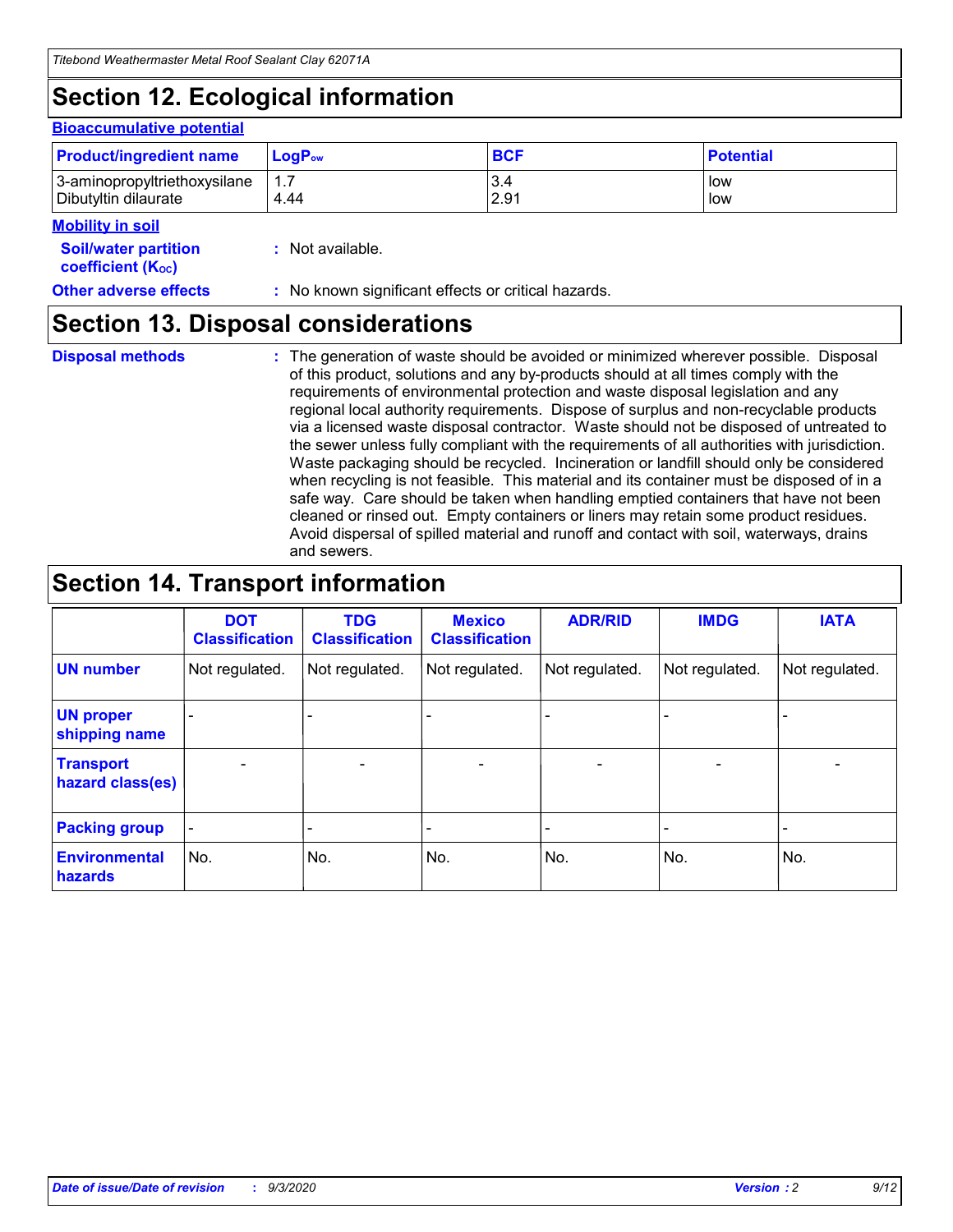# Section 12. Ecological information

### Bioaccumulative potential

| Product/ingredient name | $LogP_{ow}$ | BCF | Potential |
|---|---|---|---|
| 3-aminopropyltriethoxysilane<br>Dibutyltin dilaurate | 1.7<br>4.44 | 3.4<br>2.91 | low<br>low |

### Mobility in soil

**Soil/water partition coefficient ($K_{OC}$)** : Not available.

**Other adverse effects** : No known significant effects or critical hazards.

# Section 13. Disposal considerations

**Disposal methods** : The generation of waste should be avoided or minimized wherever possible. Disposal of this product, solutions and any by-products should at all times comply with the requirements of environmental protection and waste disposal legislation and any regional local authority requirements. Dispose of surplus and non-recyclable products via a licensed waste disposal contractor. Waste should not be disposed of untreated to the sewer unless fully compliant with the requirements of all authorities with jurisdiction. Waste packaging should be recycled. Incineration or landfill should only be considered when recycling is not feasible. This material and its container must be disposed of in a safe way. Care should be taken when handling emptied containers that have not been cleaned or rinsed out. Empty containers or liners may retain some product residues. Avoid dispersal of spilled material and runoff and contact with soil, waterways, drains and sewers.

# Section 14. Transport information

| | DOT Classification | TDG Classification | Mexico Classification | ADR/RID | IMDG | IATA |
|---|---|---|---|---|---|---|
| UN number | Not regulated. | Not regulated. | Not regulated. | Not regulated. | Not regulated. | Not regulated. |
| UN proper shipping name | - | - | - | - | - | - |
| Transport hazard class(es) | - | - | - | - | - | - |
| Packing group | - | - | - | - | - | - |
| Environmental hazards | No. | No. | No. | No. | No. | No. |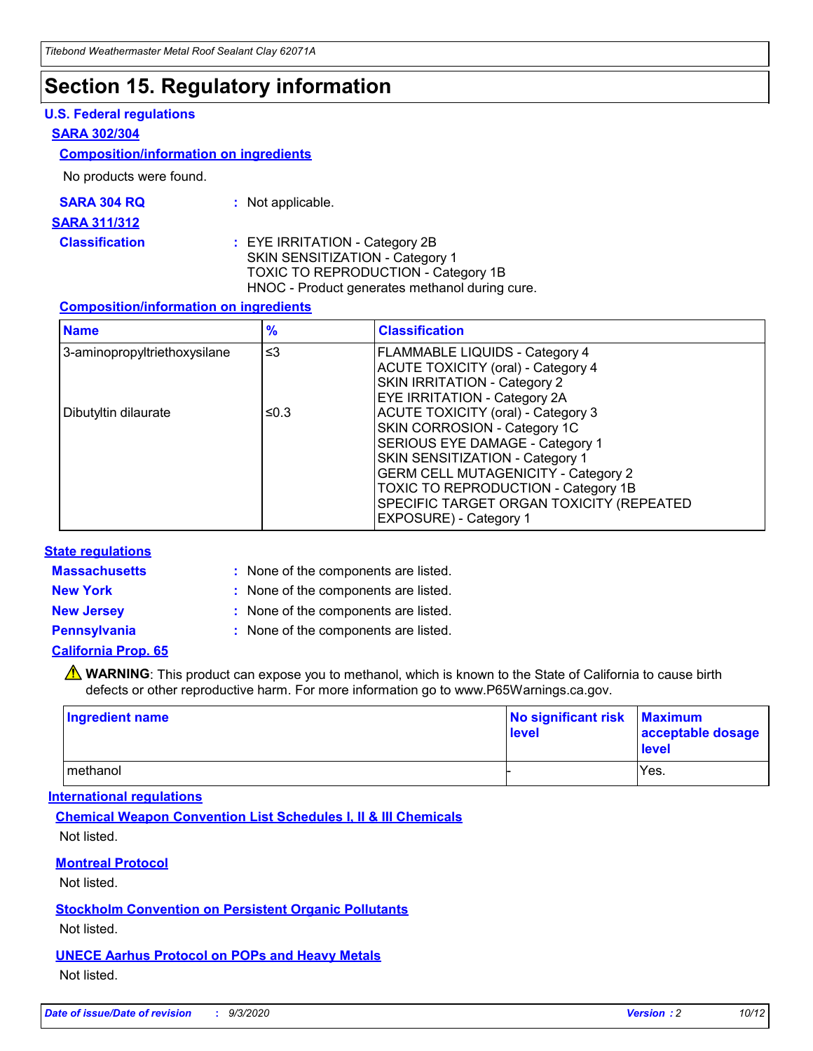# Section 15. Regulatory information

## U.S. Federal regulations

### SARA 302/304

#### Composition/information on ingredients

No products were found.

**SARA 304 RQ** : Not applicable.

### SARA 311/312

**Classification** : EYE IRRITATION - Category 2B
SKIN SENSITIZATION - Category 1
TOXIC TO REPRODUCTION - Category 1B
HNOC - Product generates methanol during cure.

#### Composition/information on ingredients

| Name | % | Classification |
|---|---|---|
| 3-aminopropyltriethoxysilane | ≤3 | FLAMMABLE LIQUIDS - Category 4<br>ACUTE TOXICITY (oral) - Category 4<br>SKIN IRRITATION - Category 2<br>EYE IRRITATION - Category 2A |
| Dibutyltin dilaurate | ≤0.3 | ACUTE TOXICITY (oral) - Category 3<br>SKIN CORROSION - Category 1C<br>SERIOUS EYE DAMAGE - Category 1<br>SKIN SENSITIZATION - Category 1<br>GERM CELL MUTAGENICITY - Category 2<br>TOXIC TO REPRODUCTION - Category 1B<br>SPECIFIC TARGET ORGAN TOXICITY (REPEATED EXPOSURE) - Category 1 |

## State regulations

**Massachusetts** : None of the components are listed.

**New York** : None of the components are listed.

**New Jersey** : None of the components are listed.

**Pennsylvania** : None of the components are listed.

### California Prop. 65

⚠ **WARNING**: This product can expose you to methanol, which is known to the State of California to cause birth defects or other reproductive harm. For more information go to www.P65Warnings.ca.gov.

| Ingredient name | No significant risk level | Maximum acceptable dosage level |
|---|---|---|
| methanol | - | Yes. |

## International regulations

### Chemical Weapon Convention List Schedules I, II & III Chemicals

Not listed.

### Montreal Protocol

Not listed.

### Stockholm Convention on Persistent Organic Pollutants

Not listed.

### UNECE Aarhus Protocol on POPs and Heavy Metals

Not listed.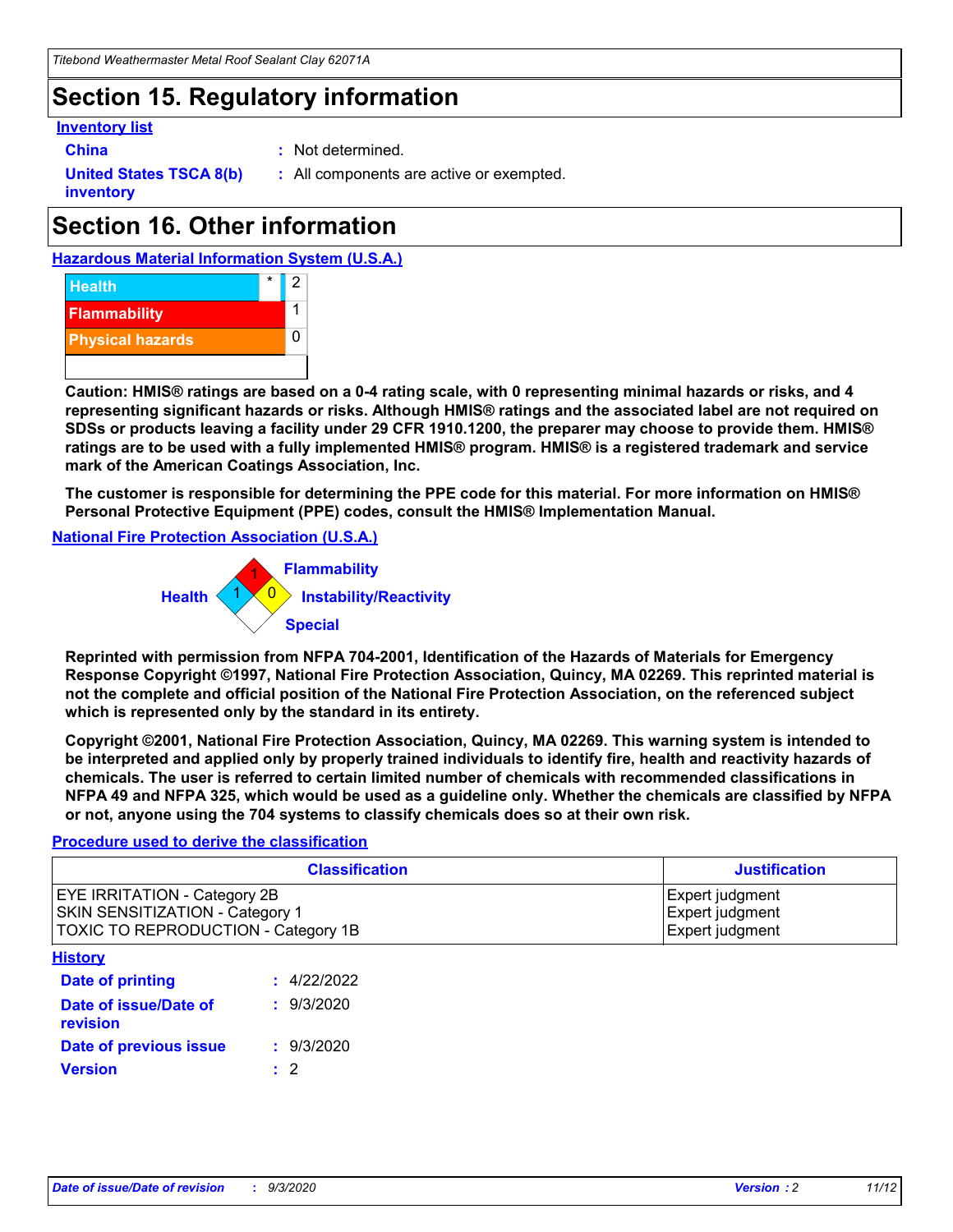# Section 15. Regulatory information

**Inventory list**

**China** : Not determined.

**United States TSCA 8(b) inventory** : All components are active or exempted.

# Section 16. Other information

**Hazardous Material Information System (U.S.A.)**

| | | |
|---|---|---|
| Health | * | 2 |
| Flammability | | 1 |
| Physical hazards | | 0 |

**Caution: HMIS® ratings are based on a 0-4 rating scale, with 0 representing minimal hazards or risks, and 4 representing significant hazards or risks. Although HMIS® ratings and the associated label are not required on SDSs or products leaving a facility under 29 CFR 1910.1200, the preparer may choose to provide them. HMIS® ratings are to be used with a fully implemented HMIS® program. HMIS® is a registered trademark and service mark of the American Coatings Association, Inc.**

**The customer is responsible for determining the PPE code for this material. For more information on HMIS® Personal Protective Equipment (PPE) codes, consult the HMIS® Implementation Manual.**

**National Fire Protection Association (U.S.A.)**

Flammability: 1
Health: 1
Instability/Reactivity: 0
Special:

**Reprinted with permission from NFPA 704-2001, Identification of the Hazards of Materials for Emergency Response Copyright ©1997, National Fire Protection Association, Quincy, MA 02269. This reprinted material is not the complete and official position of the National Fire Protection Association, on the referenced subject which is represented only by the standard in its entirety.**

**Copyright ©2001, National Fire Protection Association, Quincy, MA 02269. This warning system is intended to be interpreted and applied only by properly trained individuals to identify fire, health and reactivity hazards of chemicals. The user is referred to certain limited number of chemicals with recommended classifications in NFPA 49 and NFPA 325, which would be used as a guideline only. Whether the chemicals are classified by NFPA or not, anyone using the 704 systems to classify chemicals does so at their own risk.**

**Procedure used to derive the classification**

| Classification | Justification |
|---|---|
| EYE IRRITATION - Category 2B | Expert judgment |
| SKIN SENSITIZATION - Category 1 | Expert judgment |
| TOXIC TO REPRODUCTION - Category 1B | Expert judgment |

**History**

**Date of printing** : 4/22/2022

**Date of issue/Date of revision** : 9/3/2020

**Date of previous issue** : 9/3/2020

**Version** : 2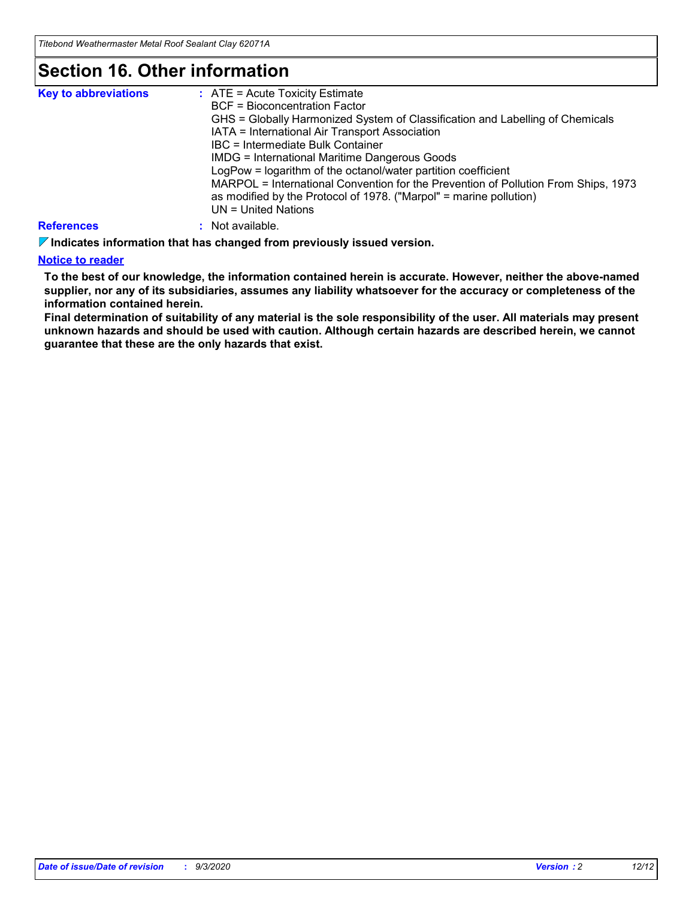# Section 16. Other information

**Key to abbreviations** : ATE = Acute Toxicity Estimate
BCF = Bioconcentration Factor
GHS = Globally Harmonized System of Classification and Labelling of Chemicals
IATA = International Air Transport Association
IBC = Intermediate Bulk Container
IMDG = International Maritime Dangerous Goods
LogPow = logarithm of the octanol/water partition coefficient
MARPOL = International Convention for the Prevention of Pollution From Ships, 1973 as modified by the Protocol of 1978. ("Marpol" = marine pollution)
UN = United Nations

**References** : Not available.

**Indicates information that has changed from previously issued version.**

**Notice to reader**

**To the best of our knowledge, the information contained herein is accurate. However, neither the above-named supplier, nor any of its subsidiaries, assumes any liability whatsoever for the accuracy or completeness of the information contained herein.**

**Final determination of suitability of any material is the sole responsibility of the user. All materials may present unknown hazards and should be used with caution. Although certain hazards are described herein, we cannot guarantee that these are the only hazards that exist.**